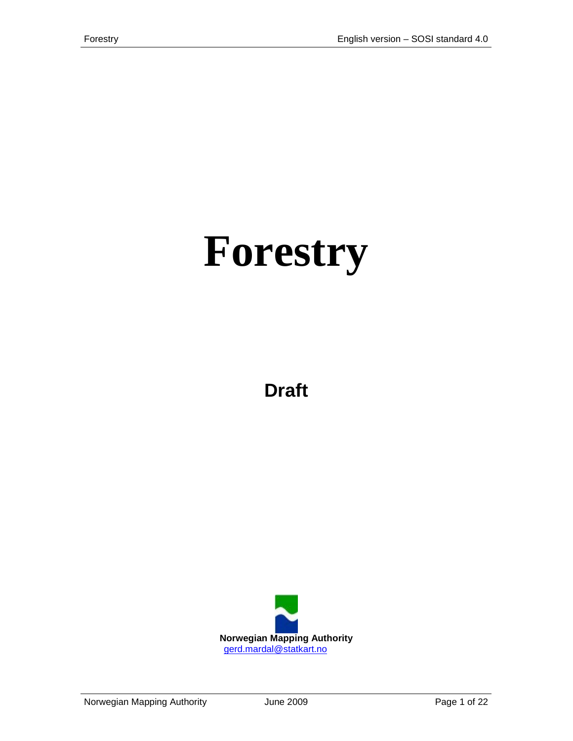# Forestry

**Draft**

**Norwegian Mapping Authority**
gerd.mardal@statkart.no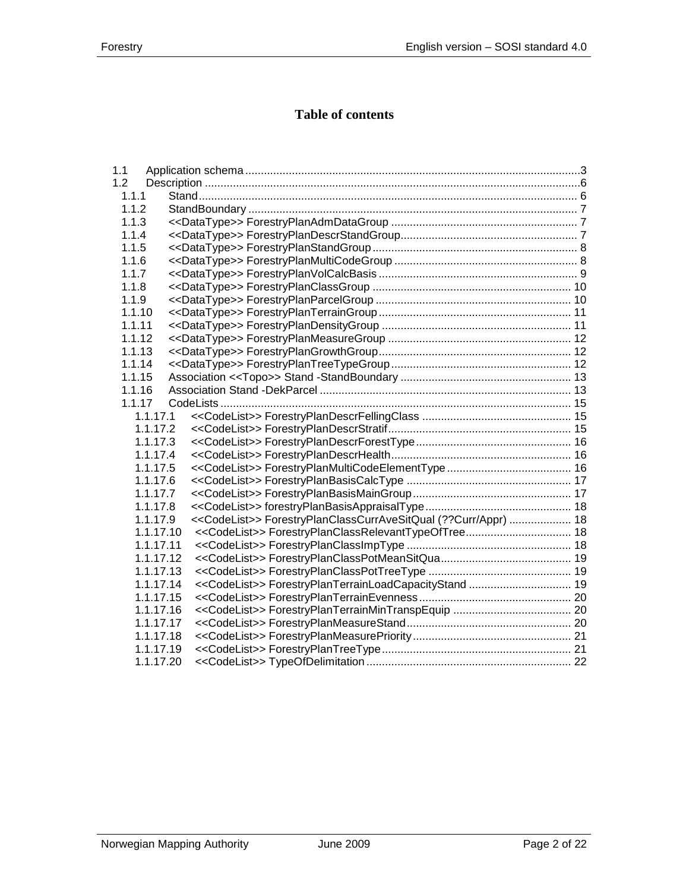# Table of contents

- 1.1 Application schema ... 3
- 1.2 Description ... 6
  - 1.1.1 Stand ... 6
  - 1.1.2 StandBoundary ... 7
  - 1.1.3 <<DataType>> ForestryPlanAdmDataGroup ... 7
  - 1.1.4 <<DataType>> ForestryPlanDescrStandGroup ... 7
  - 1.1.5 <<DataType>> ForestryPlanStandGroup ... 8
  - 1.1.6 <<DataType>> ForestryPlanMultiCodeGroup ... 8
  - 1.1.7 <<DataType>> ForestryPlanVolCalcBasis ... 9
  - 1.1.8 <<DataType>> ForestryPlanClassGroup ... 10
  - 1.1.9 <<DataType>> ForestryPlanParcelGroup ... 10
  - 1.1.10 <<DataType>> ForestryPlanTerrainGroup ... 11
  - 1.1.11 <<DataType>> ForestryPlanDensityGroup ... 11
  - 1.1.12 <<DataType>> ForestryPlanMeasureGroup ... 12
  - 1.1.13 <<DataType>> ForestryPlanGrowthGroup ... 12
  - 1.1.14 <<DataType>> ForestryPlanTreeTypeGroup ... 12
  - 1.1.15 Association <<Topo>> Stand -StandBoundary ... 13
  - 1.1.16 Association Stand -DekParcel ... 13
  - 1.1.17 CodeLists ... 15
    - 1.1.17.1 <<CodeList>> ForestryPlanDescrFellingClass ... 15
    - 1.1.17.2 <<CodeList>> ForestryPlanDescrStratif ... 15
    - 1.1.17.3 <<CodeList>> ForestryPlanDescrForestType ... 16
    - 1.1.17.4 <<CodeList>> ForestryPlanDescrHealth ... 16
    - 1.1.17.5 <<CodeList>> ForestryPlanMultiCodeElementType ... 16
    - 1.1.17.6 <<CodeList>> ForestryPlanBasisCalcType ... 17
    - 1.1.17.7 <<CodeList>> ForestryPlanBasisMainGroup ... 17
    - 1.1.17.8 <<CodeList>> forestryPlanBasisAppraisalType ... 18
    - 1.1.17.9 <<CodeList>> ForestryPlanClassCurrAveSitQual (??Curr/Appr) ... 18
    - 1.1.17.10 <<CodeList>> ForestryPlanClassRelevantTypeOfTree ... 18
    - 1.1.17.11 <<CodeList>> ForestryPlanClassImpType ... 18
    - 1.1.17.12 <<CodeList>> ForestryPlanClassPotMeanSitQua ... 19
    - 1.1.17.13 <<CodeList>> ForestryPlanClassPotTreeType ... 19
    - 1.1.17.14 <<CodeList>> ForestryPlanTerrainLoadCapacityStand ... 19
    - 1.1.17.15 <<CodeList>> ForestryPlanTerrainEvenness ... 20
    - 1.1.17.16 <<CodeList>> ForestryPlanTerrainMinTranspEquip ... 20
    - 1.1.17.17 <<CodeList>> ForestryPlanMeasureStand ... 20
    - 1.1.17.18 <<CodeList>> ForestryPlanMeasurePriority ... 21
    - 1.1.17.19 <<CodeList>> ForestryPlanTreeType ... 21
    - 1.1.17.20 <<CodeList>> TypeOfDelimitation ... 22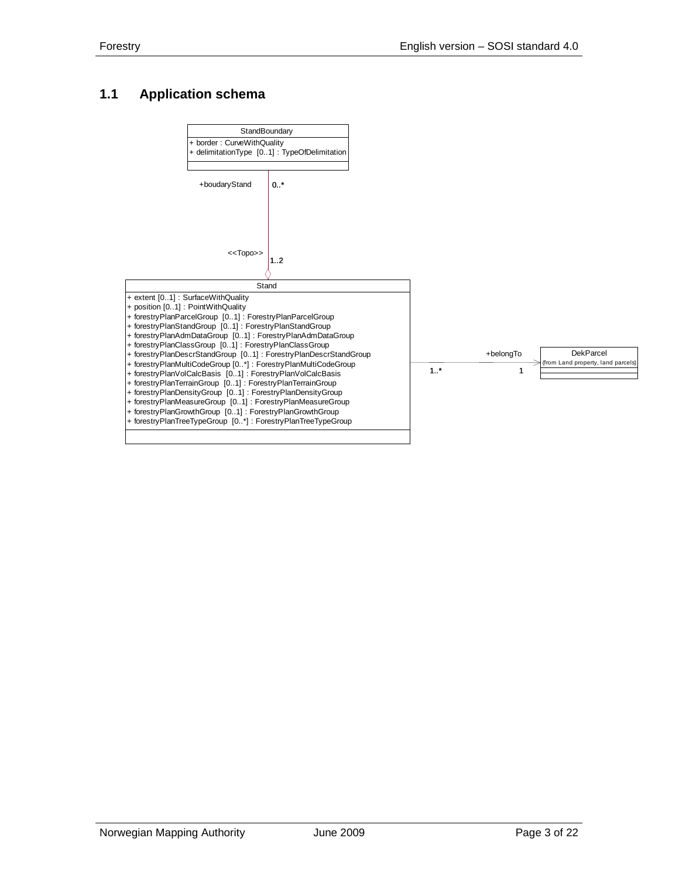## 1.1 Application schema

StandBoundary
+ border : CurveWithQuality
+ delimitationType [0..1] : TypeOfDelimitation

+boudaryStand
0..*

<<Topo>>
1..2

Stand
+ extent [0..1] : SurfaceWithQuality
+ position [0..1] : PointWithQuality
+ forestryPlanParcelGroup [0..1] : ForestryPlanParcelGroup
+ forestryPlanStandGroup [0..1] : ForestryPlanStandGroup
+ forestryPlanAdmDataGroup [0..1] : ForestryPlanAdmDataGroup
+ forestryPlanClassGroup [0..1] : ForestryPlanClassGroup
+ forestryPlanDescrStandGroup [0..1] : ForestryPlanDescrStandGroup
+ forestryPlanMultiCodeGroup [0..*] : ForestryPlanMultiCodeGroup
+ forestryPlanVolCalcBasis [0..1] : ForestryPlanVolCalcBasis
+ forestryPlanTerrainGroup [0..1] : ForestryPlanTerrainGroup
+ forestryPlanDensityGroup [0..1] : ForestryPlanDensityGroup
+ forestryPlanMeasureGroup [0..1] : ForestryPlanMeasureGroup
+ forestryPlanGrowthGroup [0..1] : ForestryPlanGrowthGroup
+ forestryPlanTreeTypeGroup [0..*] : ForestryPlanTreeTypeGroup

+belongTo
1..*
1

DekParcel
(from Land property, land parcels)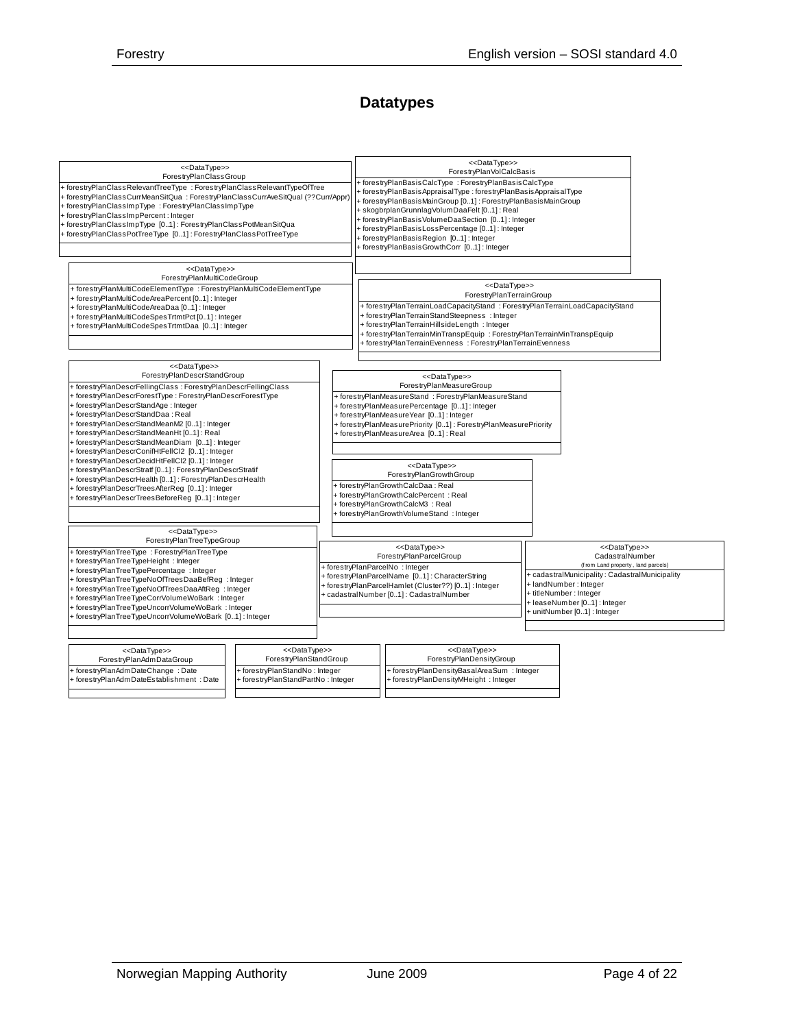# Datatypes

<<DataType>>
ForestryPlanClassGroup

+ forestryPlanClassRelevantTreeType : ForestryPlanClassRelevantTypeOfTree
+ forestryPlanClassCurrMeanSitQua : ForestryPlanClassCurrAveSitQual (??Curr/Appr)
+ forestryPlanClassImpType : ForestryPlanClassImpType
+ forestryPlanClassImpPercent : Integer
+ forestryPlanClassImpType [0..1] : ForestryPlanClassPotMeanSitQua
+ forestryPlanClassPotTreeType [0..1] : ForestryPlanClassPotTreeType

<<DataType>>
ForestryPlanVolCalcBasis

+ forestryPlanBasisCalcType : ForestryPlanBasisCalcType
+ forestryPlanBasisAppraisalType : forestryPlanBasisAppraisalType
+ forestryPlanBasisMainGroup [0..1] : ForestryPlanBasisMainGroup
+ skogbrplanGrunnlagVolumDaaFelt [0..1] : Real
+ forestryPlanBasisVolumeDaaSection [0..1] : Integer
+ forestryPlanBasisLossPercentage [0..1] : Integer
+ forestryPlanBasisRegion [0..1] : Integer
+ forestryPlanBasisGrowthCorr [0..1] : Integer

<<DataType>>
ForestryPlanMultiCodeGroup

+ forestryPlanMultiCodeElementType : ForestryPlanMultiCodeElementType
+ forestryPlanMultiCodeAreaPercent [0..1] : Integer
+ forestryPlanMultiCodeAreaDaa [0..1] : Integer
+ forestryPlanMultiCodeSpesTrtmtPct [0..1] : Integer
+ forestryPlanMultiCodeSpesTrtmtDaa [0..1] : Integer

<<DataType>>
ForestryPlanTerrainGroup

+ forestryPlanTerrainLoadCapacityStand : ForestryPlanTerrainLoadCapacityStand
+ forestryPlanTerrainStandSteepness : Integer
+ forestryPlanTerrainHillsideLength : Integer
+ forestryPlanTerrainMinTranspEquip : ForestryPlanTerrainMinTranspEquip
+ forestryPlanTerrainEvenness : ForestryPlanTerrainEvenness

<<DataType>>
ForestryPlanDescrStandGroup

+ forestryPlanDescrFellingClass : ForestryPlanDescrFellingClass
+ forestryPlanDescrForestType : ForestryPlanDescrForestType
+ forestryPlanDescrStandAge : Integer
+ forestryPlanDescrStandDaa : Real
+ forestryPlanDescrStandMeanM2 [0..1] : Integer
+ forestryPlanDescrStandMeanHt [0..1] : Real
+ forestryPlanDescrStandMeanDiam [0..1] : Integer
+ forestryPlanDescrConifHtFellCl2 [0..1] : Integer
+ forestryPlanDescrDecidHtFellCl2 [0..1] : Integer
+ forestryPlanDescrStratf [0..1] : ForestryPlanDescrStratif
+ forestryPlanDescrHealth [0..1] : ForestryPlanDescrHealth
+ forestryPlanDescrTreesAfterReg [0..1] : Integer
+ forestryPlanDescrTreesBeforeReg [0..1] : Integer

<<DataType>>
ForestryPlanMeasureGroup

+ forestryPlanMeasureStand : ForestryPlanMeasureStand
+ forestryPlanMeasurePercentage [0..1] : Integer
+ forestryPlanMeasureYear [0..1] : Integer
+ forestryPlanMeasurePriority [0..1] : ForestryPlanMeasurePriority
+ forestryPlanMeasureArea [0..1] : Real

<<DataType>>
ForestryPlanGrowthGroup

+ forestryPlanGrowthCalcDaa : Real
+ forestryPlanGrowthCalcPercent : Real
+ forestryPlanGrowthCalcM3 : Real
+ forestryPlanGrowthVolumeStand : Integer

<<DataType>>
ForestryPlanTreeTypeGroup

+ forestryPlanTreeType : ForestryPlanTreeType
+ forestryPlanTreeTypeHeight : Integer
+ forestryPlanTreeTypePercentage : Integer
+ forestryPlanTreeTypeNoOfTreesDaaBefReg : Integer
+ forestryPlanTreeTypeNoOfTreesDaaAftReg : Integer
+ forestryPlanTreeTypeCorrVolumeWoBark : Integer
+ forestryPlanTreeTypeUncorrVolumeWoBark : Integer
+ forestryPlanTreeTypeUncorrVolumeWoBark [0..1] : Integer

<<DataType>>
ForestryPlanParcelGroup

+ forestryPlanParcelNo : Integer
+ forestryPlanParcelName [0..1] : CharacterString
+ forestryPlanParcelHamlet (Cluster??) [0..1] : Integer
+ cadastralNumber [0..1] : CadastralNumber

<<DataType>>
CadastralNumber
(from Land property , land parcels)

+ cadastralMunicipality : CadastralMunicipality
+ landNumber : Integer
+ titleNumber : Integer
+ leaseNumber [0..1] : Integer
+ unitNumber [0..1] : Integer

<<DataType>>
ForestryPlanAdmDataGroup

+ forestryPlanAdmDateChange : Date
+ forestryPlanAdmDateEstablishment : Date

<<DataType>>
ForestryPlanStandGroup

+ forestryPlanStandNo : Integer
+ forestryPlanStandPartNo : Integer

<<DataType>>
ForestryPlanDensityGroup

+ forestryPlanDensityBasalAreaSum : Integer
+ forestryPlanDensityMHeight : Integer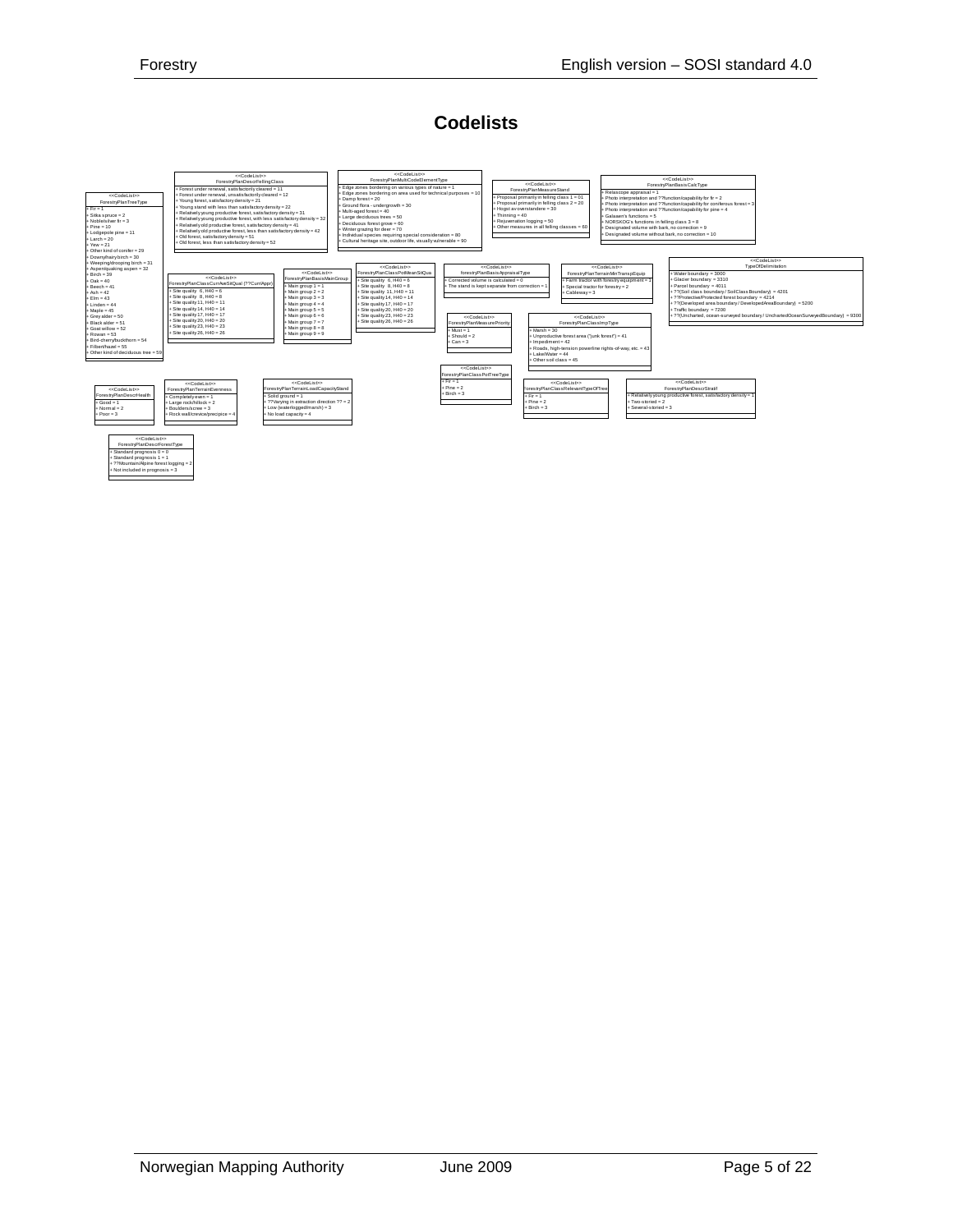# Codelists

**<<CodeList>> ForestryPlanTreeType**
- + Fir = 1
- + Sitka spruce = 2
- + Noble/silver fir = 3
- + Pine = 10
- + Lodgepole pine = 11
- + Larch = 20
- + Yew = 21
- + Other kind of conifer = 29
- + Downy/hairy birch = 30
- + Weeping/drooping birch = 31
- + Aspen/quaking aspen = 32
- + Birch = 39
- + Oak = 40
- + Beech = 41
- + Ash = 42
- + Elm = 43
- + Linden = 44
- + Maple = 45
- + Grey alder = 50
- + Black alder = 51
- + Goat willow = 52
- + Rowan = 53
- + Bird-cherry/buckthorn = 54
- + Filbert/hazel = 55
- + Other kind of deciduous tree = 59

**<<CodeList>> ForestryPlanDescrFellingClass**
- + Forest under renewal, satisfactorily cleared = 11
- + Forest under renewal, unsatisfactorily cleared = 12
- + Young forest, satisfactory density = 21
- + Young stand with less than satisfactory density = 22
- + Relatively young productive forest, satisfactory density = 31
- + Relatively young productive forest, with less satisfactory density = 32
- + Relatively old productive forest, satisfactory density = 41
- + Relatively old productive forest, less than satisfactory density = 42
- + Old forest, satisfactory density = 51
- + Old forest, less than satisfactory density = 52

**<<CodeList>> ForestryPlanMultiCodeElementType**
- + Edge zones bordering on various types of nature = 1
- + Edge zones bordering on area used for technical purposes = 10
- + Damp forest = 20
- + Ground flora - undergrowth = 30
- + Multi-aged forest = 40
- + Large deciduous trees = 50
- + Deciduous forest grove = 60
- + Winter grazing for deer = 70
- + Individual species requiring special consideration = 80
- + Cultural heritage site, outdoor life, visually vulnerable = 90

**<<CodeList>> ForestryPlanMeasureStand**
- + Proposal primarily in felling class 1 = 01
- + Proposal primarily in felling class 2 = 20
- + Hogst av overstandere = 30
- + Thinning = 40
- + Rejuvenation logging = 50
- + Other measures in all felling classes = 60

**<<CodeList>> ForestryPlanBasisCalcType**
- + Relascope appraisal = 1
- + Photo interpretation and ??function/capability for fir = 2
- + Photo interpretation and ??function/capability for coniferous forest = 3
- + Photo interpretation and ??function/capability for pine = 4
- + Galaasen's functions = 5
- + NORSKOG's functions in felling class 3 = 8
- + Designated volume with bark, no correction = 9
- + Designated volume without bark, no correction = 10

**<<CodeList>> ForestryPlanClassCurrAveSitQual (??CurrAppr)**
- + Site quality 6, H40 = 6
- + Site quality 8, H40 = 8
- + Site quality 11, H40 = 11
- + Site quality 14, H40 = 14
- + Site quality 17, H40 = 17
- + Site quality 20, H40 = 20
- + Site quality 23, H40 = 23
- + Site quality 26, H40 = 26

**<<CodeList>> ForestryPlanBasisMainGroup**
- + Main group 1 = 1
- + Main group 2 = 2
- + Main group 3 = 3
- + Main group 4 = 4
- + Main group 5 = 5
- + Main group 6 = 6
- + Main group 7 = 7
- + Main group 8 = 8
- + Main group 9 = 9

**<<CodeList>> ForestryPlanClassPotMeanSitQua**
- + Site quality 6, H40 = 6
- + Site quality 8, H40 = 8
- + Site quality 11, H40 = 11
- + Site quality 14, H40 = 14
- + Site quality 17, H40 = 17
- + Site quality 20, H40 = 20
- + Site quality 23, H40 = 23
- + Site quality 26, H40 = 26

**<<CodeList>> ForestryPlanBasisAppraisalType**
- + Corrected volume is calculated = 0
- + The stand is kept separate from correction = 1

**<<CodeList>> ForestryPlanTerrainMinTranspEquip**
- + Farm tractor with forestry equipment = 1
- + Special tractor for forestry = 2
- + Cableway = 3

**<<CodeList>> TypeOfDelimitation**
- + Water boundary = 3000
- + Glacier boundary = 3310
- + Parcel boundary = 4011
- + ??(Soil class boundary / SoilClassBoundary) = 4201
- + ??Protective/Protected forest boundary = 4214
- + ??(Developed area boundary / DevelopedAreaBoundary) = 5200
- + Traffic boundary = 7200
- + ??(Uncharted, ocean-surveyed boundary / UnchartedOceanSurveyedBoundary) = 9300

**<<CodeList>> ForestryPlanMeasurePriority**
- + Must = 1
- + Should = 2
- + Can = 3

**<<CodeList>> ForestryPlanClassImpType**
- + Marsh = 30
- + Unproductive forest area ("junk forest") = 41
- + Impediment = 42
- + Roads, high-tension powerline rights-of-way, etc. = 43
- + Lake/Water = 44
- + Other soil class = 45

**<<CodeList>> ForestryPlanClassPotTreeType**
- + Fir = 1
- + Pine = 2
- + Birch = 3

**<<CodeList>> ForestryPlanDescrHealth**
- + Good = 1
- + Normal = 2
- + Poor = 3

**<<CodeList>> ForestryPlanTerrainEvenness**
- + Completely even = 1
- + Large rock/hillock = 2
- + Boulders/scree = 3
- + Rock wall/crevice/precipice = 4

**<<CodeList>> ForestryPlanTerrainLoadCapacityStand**
- + Solid ground = 1
- + ??Varying in extraction direction ?? = 2
- + Low (waterlogged/marsh) = 3
- + No load capacity = 4

**<<CodeList>> ForestryPlanClassRelevantTypeOfTree**
- + Fir = 1
- + Pine = 2
- + Birch = 3

**<<CodeList>> ForestryPlanDescrStratif**
- + Relatively young productive forest, satisfactory density = 1
- + Two-storied = 2
- + Several-storied = 3

**<<CodeList>> ForestryPlanDescrForestType**
- + Standard prognosis 0 = 0
- + Standard prognosis 1 = 1
- + ??Mountain/Alpine forest logging = 2
- + Not included in prognosis = 3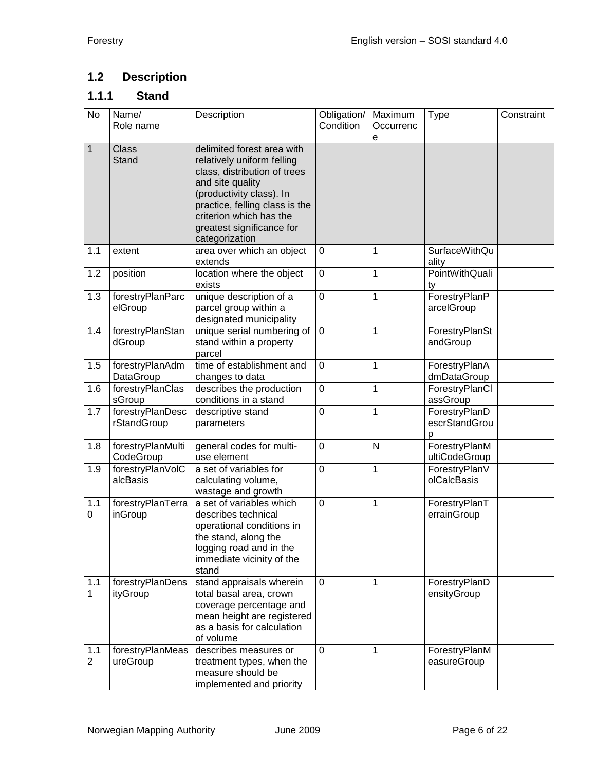## 1.2 Description

### 1.1.1 Stand

| No | Name/ Role name | Description | Obligation/ Condition | Maximum Occurrence | Type | Constraint |
|---|---|---|---|---|---|---|
| 1 | Class Stand | delimited forest area with relatively uniform felling class, distribution of trees and site quality (productivity class). In practice, felling class is the criterion which has the greatest significance for categorization | | | | |
| 1.1 | extent | area over which an object extends | 0 | 1 | SurfaceWithQuality | |
| 1.2 | position | location where the object exists | 0 | 1 | PointWithQuality | |
| 1.3 | forestryPlanParcelGroup | unique description of a parcel group within a designated municipality | 0 | 1 | ForestryPlanParcelGroup | |
| 1.4 | forestryPlanStandGroup | unique serial numbering of stand within a property parcel | 0 | 1 | ForestryPlanStandGroup | |
| 1.5 | forestryPlanAdmDataGroup | time of establishment and changes to data | 0 | 1 | ForestryPlanAdmDataGroup | |
| 1.6 | forestryPlanClassGroup | describes the production conditions in a stand | 0 | 1 | ForestryPlanClassGroup | |
| 1.7 | forestryPlanDescrStandGroup | descriptive stand parameters | 0 | 1 | ForestryPlanDescrStandGroup | |
| 1.8 | forestryPlanMultiCodeGroup | general codes for multi-use element | 0 | N | ForestryPlanMultiCodeGroup | |
| 1.9 | forestryPlanVolCalcBasis | a set of variables for calculating volume, wastage and growth | 0 | 1 | ForestryPlanVolCalcBasis | |
| 1.10 | forestryPlanTerrainGroup | a set of variables which describes technical operational conditions in the stand, along the logging road and in the immediate vicinity of the stand | 0 | 1 | ForestryPlanTerrainGroup | |
| 1.11 | forestryPlanDensityGroup | stand appraisals wherein total basal area, crown coverage percentage and mean height are registered as a basis for calculation of volume | 0 | 1 | ForestryPlanDensityGroup | |
| 1.12 | forestryPlanMeasureGroup | describes measures or treatment types, when the measure should be implemented and priority | 0 | 1 | ForestryPlanMeasureGroup | |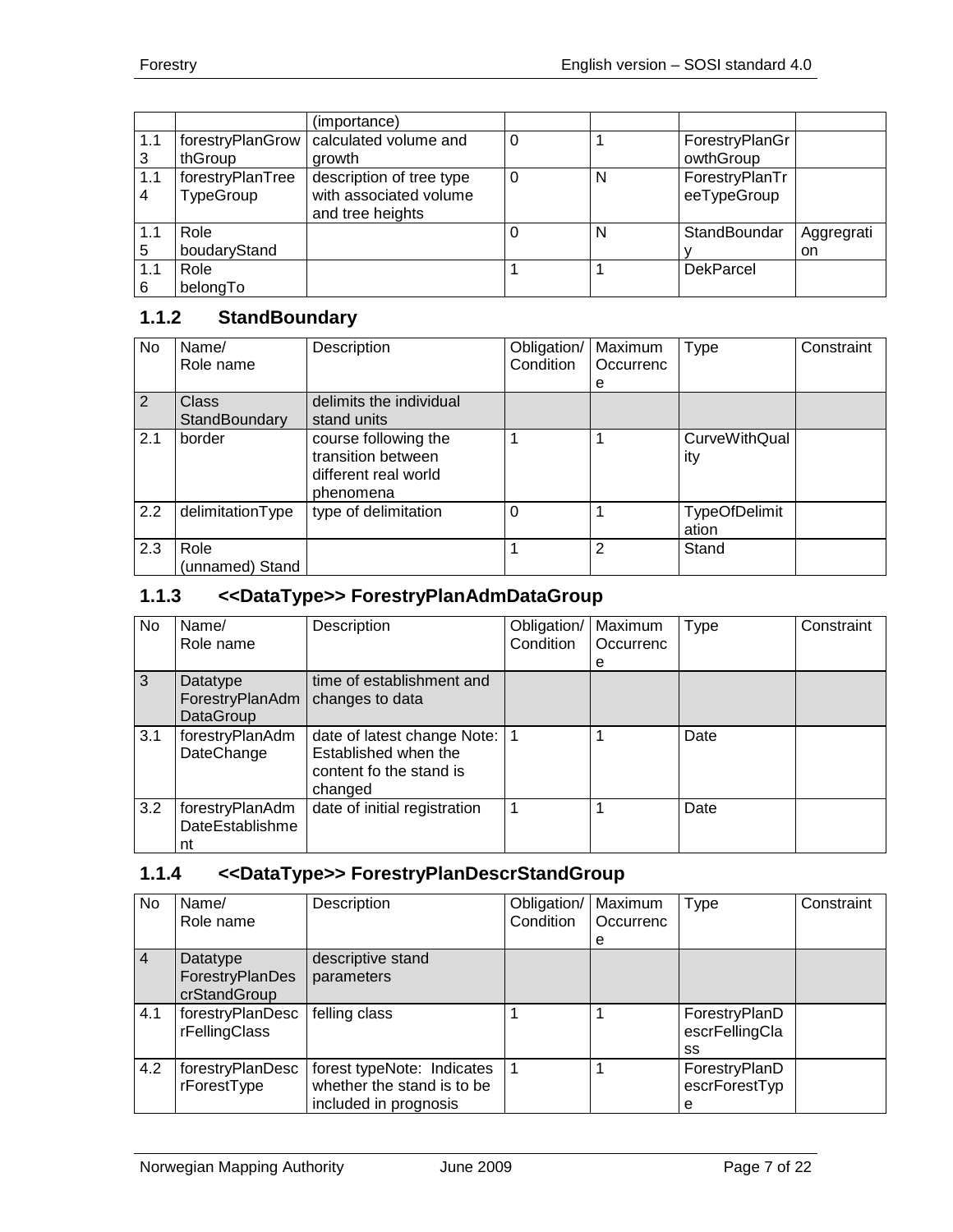| | | | | | | |
|---|---|---|---|---|---|---|
| | | (importance) | | | | |
| 1.13 | forestryPlanGrowthGroup | calculated volume and growth | 0 | 1 | ForestryPlanGrowthGroup | |
| 1.14 | forestryPlanTreeTypeGroup | description of tree type with associated volume and tree heights | 0 | N | ForestryPlanTreeTypeGroup | |
| 1.15 | Role boudaryStand | | 0 | N | StandBoundary | Aggregation |
| 1.16 | Role belongTo | | 1 | 1 | DekParcel | |

### 1.1.2 StandBoundary

| No | Name/ Role name | Description | Obligation/ Condition | Maximum Occurrence | Type | Constraint |
|---|---|---|---|---|---|---|
| 2 | Class StandBoundary | delimits the individual stand units | | | | |
| 2.1 | border | course following the transition between different real world phenomena | 1 | 1 | CurveWithQuality | |
| 2.2 | delimitationType | type of delimitation | 0 | 1 | TypeOfDelimitation | |
| 2.3 | Role (unnamed) Stand | | 1 | 2 | Stand | |

### 1.1.3 <<DataType>> ForestryPlanAdmDataGroup

| No | Name/ Role name | Description | Obligation/ Condition | Maximum Occurrence | Type | Constraint |
|---|---|---|---|---|---|---|
| 3 | Datatype ForestryPlanAdmDataGroup | time of establishment and changes to data | | | | |
| 3.1 | forestryPlanAdmDateChange | date of latest change Note: Established when the content fo the stand is changed | 1 | 1 | Date | |
| 3.2 | forestryPlanAdmDateEstablishment | date of initial registration | 1 | 1 | Date | |

### 1.1.4 <<DataType>> ForestryPlanDescrStandGroup

| No | Name/ Role name | Description | Obligation/ Condition | Maximum Occurrence | Type | Constraint |
|---|---|---|---|---|---|---|
| 4 | Datatype ForestryPlanDescrStandGroup | descriptive stand parameters | | | | |
| 4.1 | forestryPlanDescrFellingClass | felling class | 1 | 1 | ForestryPlanDescrFellingClass | |
| 4.2 | forestryPlanDescrForestType | forest typeNote: Indicates whether the stand is to be included in prognosis | 1 | 1 | ForestryPlanDescrForestType | |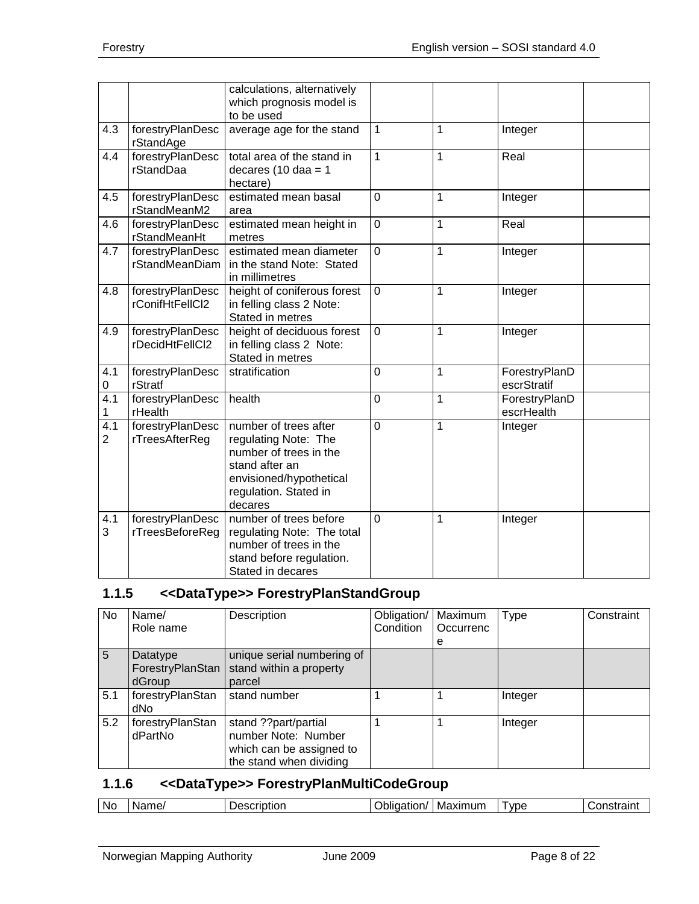| | | | | | | |
|---|---|---|---|---|---|---|
| | | calculations, alternatively which prognosis model is to be used | | | | |
| 4.3 | forestryPlanDescrStandAge | average age for the stand | 1 | 1 | Integer | |
| 4.4 | forestryPlanDescrStandDaa | total area of the stand in decares (10 daa = 1 hectare) | 1 | 1 | Real | |
| 4.5 | forestryPlanDescrStandMeanM2 | estimated mean basal area | 0 | 1 | Integer | |
| 4.6 | forestryPlanDescrStandMeanHt | estimated mean height in metres | 0 | 1 | Real | |
| 4.7 | forestryPlanDescrStandMeanDiam | estimated mean diameter in the stand Note: Stated in millimetres | 0 | 1 | Integer | |
| 4.8 | forestryPlanDescrConifHtFellCl2 | height of coniferous forest in felling class 2 Note: Stated in metres | 0 | 1 | Integer | |
| 4.9 | forestryPlanDescrDecidHtFellCl2 | height of deciduous forest in felling class 2 Note: Stated in metres | 0 | 1 | Integer | |
| 4.10 | forestryPlanDescrStratf | stratification | 0 | 1 | ForestryPlanDescrStratif | |
| 4.11 | forestryPlanDescrHealth | health | 0 | 1 | ForestryPlanDescrHealth | |
| 4.12 | forestryPlanDescrTreesAfterReg | number of trees after regulating Note: The number of trees in the stand after an envisioned/hypothetical regulation. Stated in decares | 0 | 1 | Integer | |
| 4.13 | forestryPlanDescrTreesBeforeReg | number of trees before regulating Note: The total number of trees in the stand before regulation. Stated in decares | 0 | 1 | Integer | |

### 1.1.5 <<DataType>> ForestryPlanStandGroup

| No | Name/ Role name | Description | Obligation/ Condition | Maximum Occurrence | Type | Constraint |
|---|---|---|---|---|---|---|
| 5 | Datatype ForestryPlanStandGroup | unique serial numbering of stand within a property parcel | | | | |
| 5.1 | forestryPlanStandNo | stand number | 1 | 1 | Integer | |
| 5.2 | forestryPlanStandPartNo | stand ??part/partial number Note: Number which can be assigned to the stand when dividing | 1 | 1 | Integer | |

### 1.1.6 <<DataType>> ForestryPlanMultiCodeGroup

| No | Name/ | Description | Obligation/ | Maximum | Type | Constraint |
|---|---|---|---|---|---|---|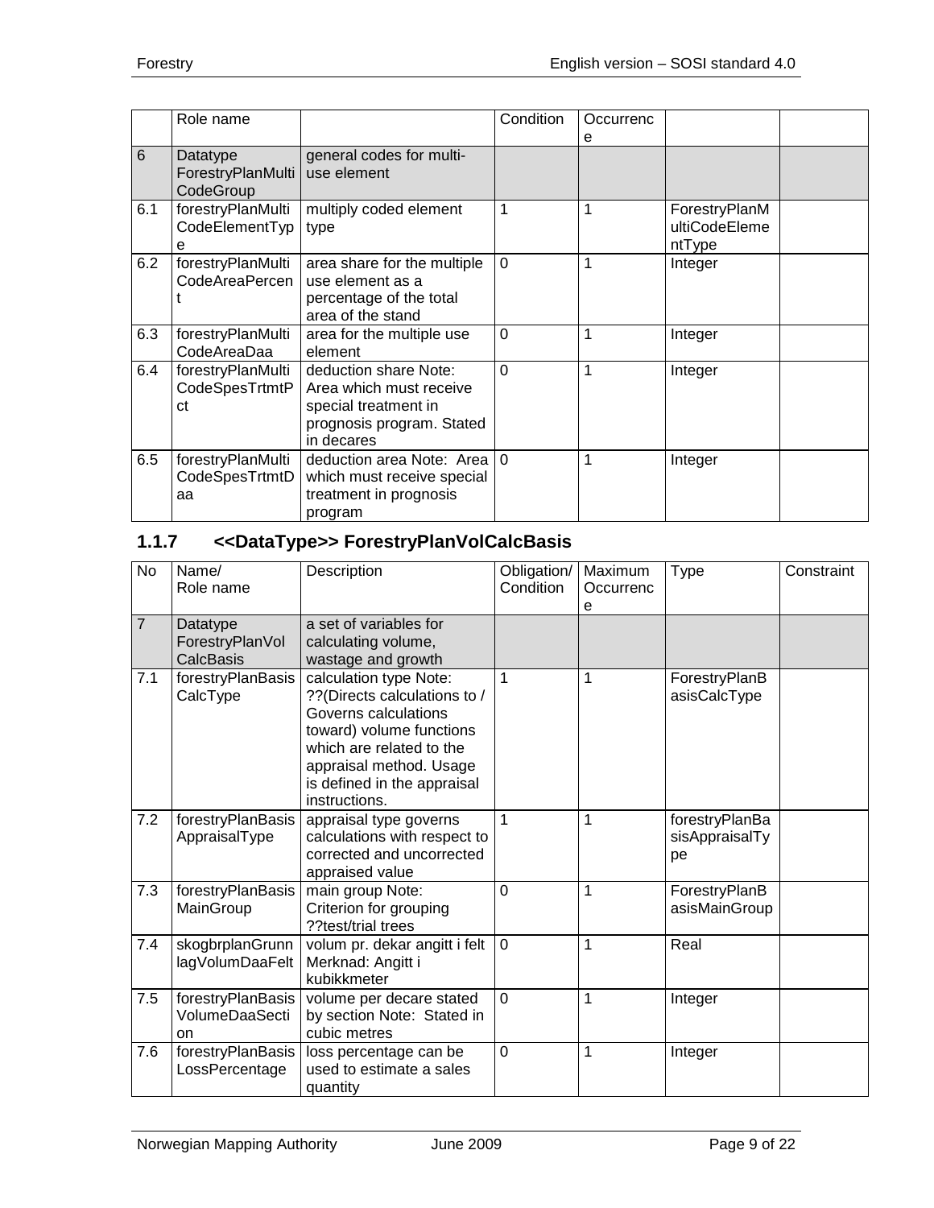| | Role name | | Condition | Occurrence | | |
|---|---|---|---|---|---|---|
| 6 | Datatype ForestryPlanMultiCodeGroup | general codes for multi-use element | | | | |
| 6.1 | forestryPlanMultiCodeElementType | multiply coded element type | 1 | 1 | ForestryPlanMultiCodeElementType | |
| 6.2 | forestryPlanMultiCodeAreaPercent | area share for the multiple use element as a percentage of the total area of the stand | 0 | 1 | Integer | |
| 6.3 | forestryPlanMultiCodeAreaDaa | area for the multiple use element | 0 | 1 | Integer | |
| 6.4 | forestryPlanMultiCodeSpesTrtmtPct | deduction share Note: Area which must receive special treatment in prognosis program. Stated in decares | 0 | 1 | Integer | |
| 6.5 | forestryPlanMultiCodeSpesTrtmtDaa | deduction area Note: Area which must receive special treatment in prognosis program | 0 | 1 | Integer | |

### 1.1.7 <<DataType>> ForestryPlanVolCalcBasis

| No | Name/ Role name | Description | Obligation/ Condition | Maximum Occurrence | Type | Constraint |
|---|---|---|---|---|---|---|
| 7 | Datatype ForestryPlanVolCalcBasis | a set of variables for calculating volume, wastage and growth | | | | |
| 7.1 | forestryPlanBasisCalcType | calculation type Note: ??(Directs calculations to / Governs calculations toward) volume functions which are related to the appraisal method. Usage is defined in the appraisal instructions. | 1 | 1 | ForestryPlanBasisCalcType | |
| 7.2 | forestryPlanBasisAppraisalType | appraisal type governs calculations with respect to corrected and uncorrected appraised value | 1 | 1 | forestryPlanBasisAppraisalType | |
| 7.3 | forestryPlanBasisMainGroup | main group Note: Criterion for grouping ??test/trial trees | 0 | 1 | ForestryPlanBasisMainGroup | |
| 7.4 | skogbrplanGrunnlagVolumDaaFelt | volum pr. dekar angitt i felt Merknad: Angitt i kubikkmeter | 0 | 1 | Real | |
| 7.5 | forestryPlanBasisVolumeDaaSection | volume per decare stated by section Note: Stated in cubic metres | 0 | 1 | Integer | |
| 7.6 | forestryPlanBasisLossPercentage | loss percentage can be used to estimate a sales quantity | 0 | 1 | Integer | |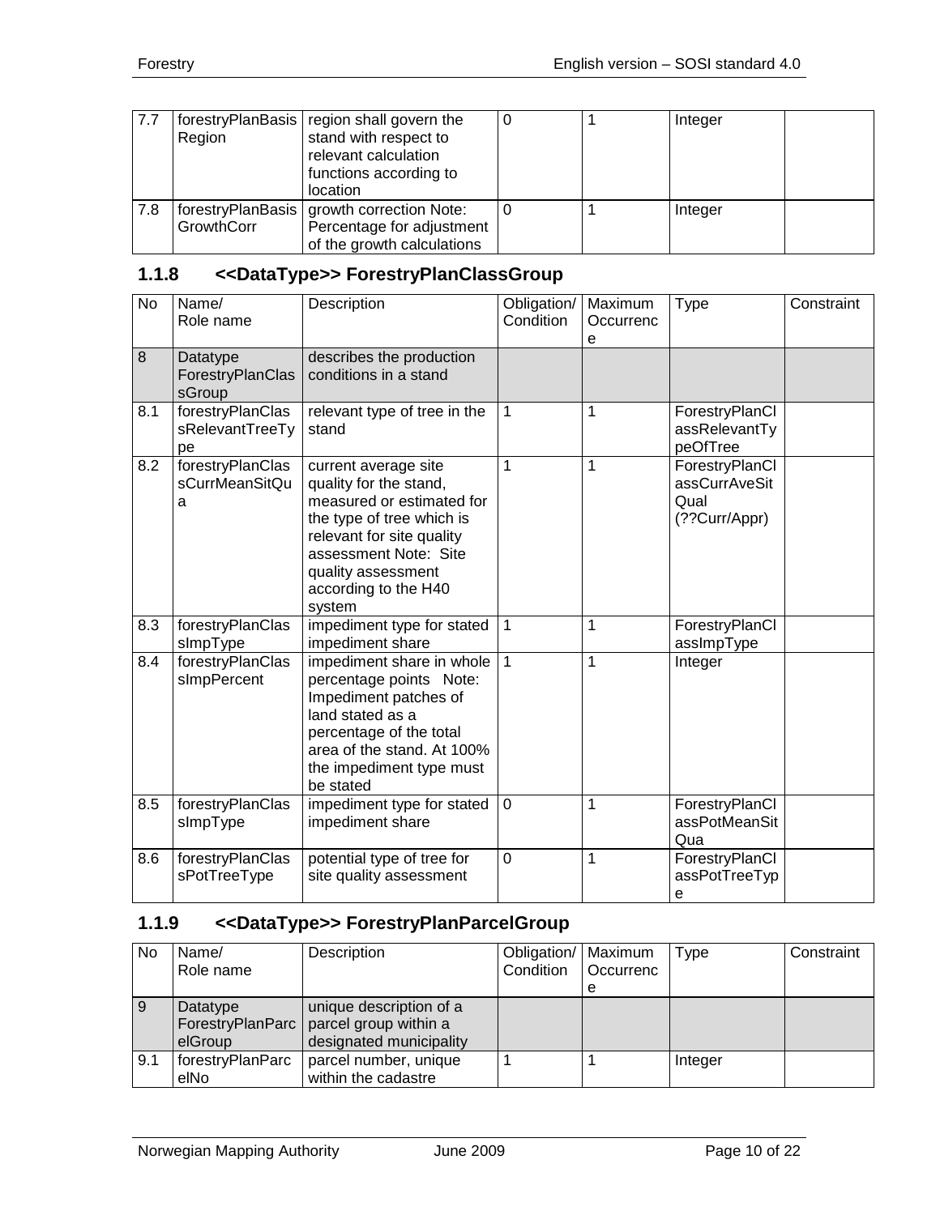| | | | | | | |
|---|---|---|---|---|---|---|
| 7.7 | forestryPlanBasisRegion | region shall govern the stand with respect to relevant calculation functions according to location | 0 | 1 | Integer | |
| 7.8 | forestryPlanBasisGrowthCorr | growth correction Note: Percentage for adjustment of the growth calculations | 0 | 1 | Integer | |

### 1.1.8 <<DataType>> ForestryPlanClassGroup

| No | Name/ Role name | Description | Obligation/ Condition | Maximum Occurrence | Type | Constraint |
|---|---|---|---|---|---|---|
| 8 | Datatype ForestryPlanClassGroup | describes the production conditions in a stand | | | | |
| 8.1 | forestryPlanClassRelevantTreeType | relevant type of tree in the stand | 1 | 1 | ForestryPlanClassRelevantTypeOfTree | |
| 8.2 | forestryPlanClassCurrMeanSitQua | current average site quality for the stand, measured or estimated for the type of tree which is relevant for site quality assessment Note: Site quality assessment according to the H40 system | 1 | 1 | ForestryPlanClassCurrAveSitQual (??Curr/Appr) | |
| 8.3 | forestryPlanClassImpType | impediment type for stated impediment share | 1 | 1 | ForestryPlanClassImpType | |
| 8.4 | forestryPlanClassImpPercent | impediment share in whole percentage points Note: Impediment patches of land stated as a percentage of the total area of the stand. At 100% the impediment type must be stated | 1 | 1 | Integer | |
| 8.5 | forestryPlanClassImpType | impediment type for stated impediment share | 0 | 1 | ForestryPlanClassPotMeanSitQua | |
| 8.6 | forestryPlanClassPotTreeType | potential type of tree for site quality assessment | 0 | 1 | ForestryPlanClassPotTreeType | |

### 1.1.9 <<DataType>> ForestryPlanParcelGroup

| No | Name/ Role name | Description | Obligation/ Condition | Maximum Occurrence | Type | Constraint |
|---|---|---|---|---|---|---|
| 9 | Datatype ForestryPlanParcelGroup | unique description of a parcel group within a designated municipality | | | | |
| 9.1 | forestryPlanParcelNo | parcel number, unique within the cadastre | 1 | 1 | Integer | |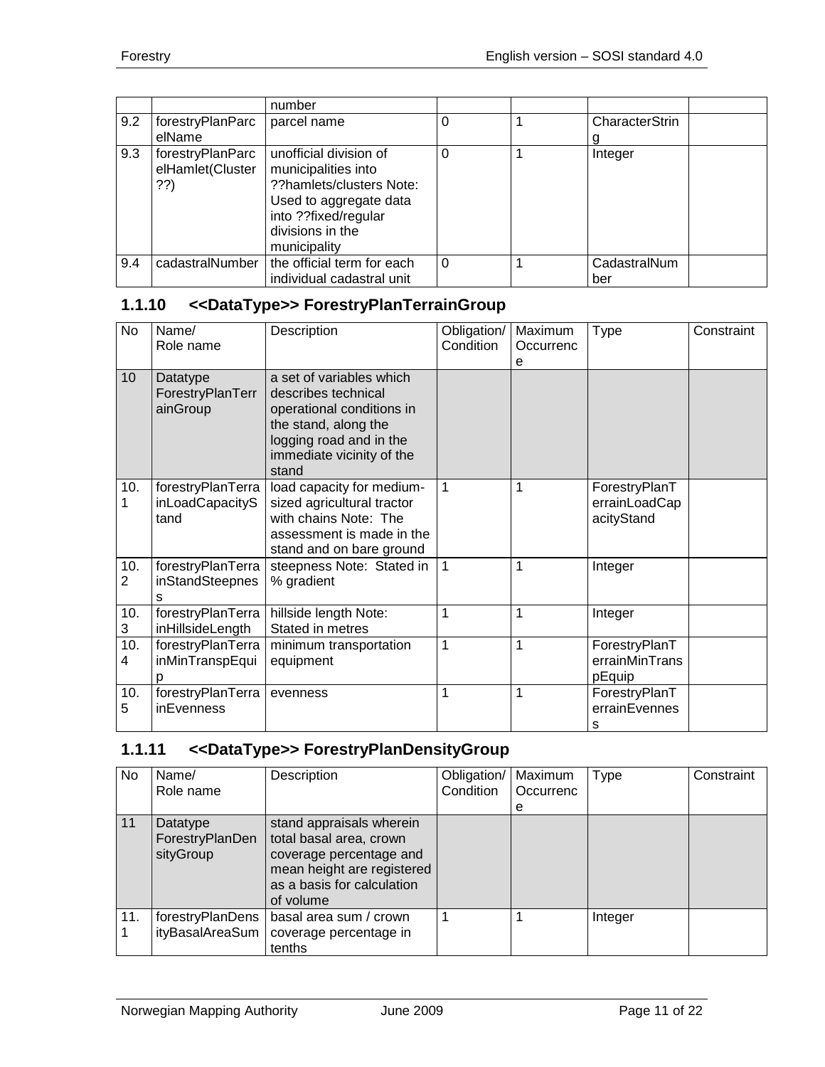| | | | | | | |
|---|---|---|---|---|---|---|
| | | number | | | | |
| 9.2 | forestryPlanParcelName | parcel name | 0 | 1 | CharacterString | |
| 9.3 | forestryPlanParcelHamlet(Cluster??) | unofficial division of municipalities into ??hamlets/clusters Note: Used to aggregate data into ??fixed/regular divisions in the municipality | 0 | 1 | Integer | |
| 9.4 | cadastralNumber | the official term for each individual cadastral unit | 0 | 1 | CadastralNumber | |

### 1.1.10 <<DataType>> ForestryPlanTerrainGroup

| No | Name/ Role name | Description | Obligation/ Condition | Maximum Occurrence | Type | Constraint |
|---|---|---|---|---|---|---|
| 10 | Datatype ForestryPlanTerrainGroup | a set of variables which describes technical operational conditions in the stand, along the logging road and in the immediate vicinity of the stand | | | | |
| 10.1 | forestryPlanTerrainLoadCapacityStand | load capacity for medium-sized agricultural tractor with chains Note: The assessment is made in the stand and on bare ground | 1 | 1 | ForestryPlanTerrainLoadCapacityStand | |
| 10.2 | forestryPlanTerrainStandSteepness | steepness Note: Stated in % gradient | 1 | 1 | Integer | |
| 10.3 | forestryPlanTerrainHillsideLength | hillside length Note: Stated in metres | 1 | 1 | Integer | |
| 10.4 | forestryPlanTerrainMinTranspEquip | minimum transportation equipment | 1 | 1 | ForestryPlanTerrainMinTranspEquip | |
| 10.5 | forestryPlanTerrainEvenness | evenness | 1 | 1 | ForestryPlanTerrainEvenness | |

### 1.1.11 <<DataType>> ForestryPlanDensityGroup

| No | Name/ Role name | Description | Obligation/ Condition | Maximum Occurrence | Type | Constraint |
|---|---|---|---|---|---|---|
| 11 | Datatype ForestryPlanDensityGroup | stand appraisals wherein total basal area, crown coverage percentage and mean height are registered as a basis for calculation of volume | | | | |
| 11.1 | forestryPlanDensityBasalAreaSum | basal area sum / crown coverage percentage in tenths | 1 | 1 | Integer | |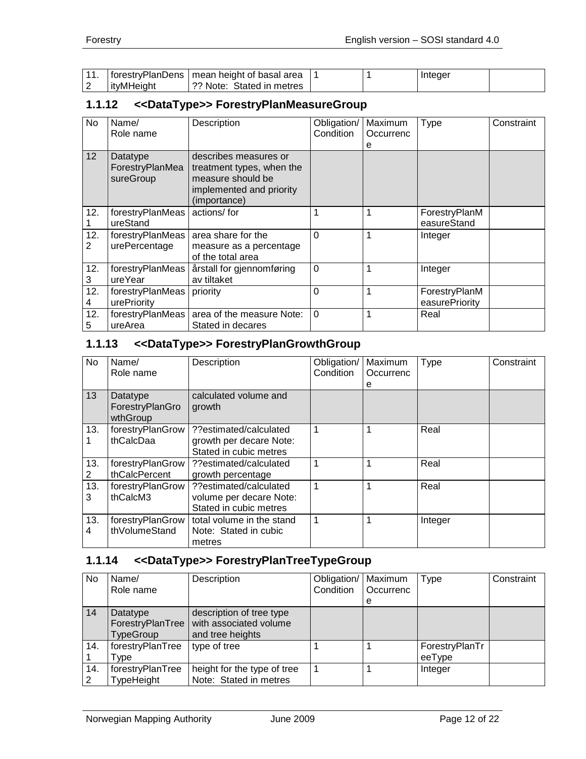| | | | | | | |
|---|---|---|---|---|---|---|
| 11.2 | forestryPlanDensityMHeight | mean height of basal area ?? Note: Stated in metres | 1 | 1 | Integer | |

### 1.1.12 <<DataType>> ForestryPlanMeasureGroup

| No | Name/ Role name | Description | Obligation/ Condition | Maximum Occurrence | Type | Constraint |
|---|---|---|---|---|---|---|
| 12 | Datatype ForestryPlanMeasureGroup | describes measures or treatment types, when the measure should be implemented and priority (importance) | | | | |
| 12.1 | forestryPlanMeasureStand | actions/ for | 1 | 1 | ForestryPlanMeasureStand | |
| 12.2 | forestryPlanMeasurePercentage | area share for the measure as a percentage of the total area | 0 | 1 | Integer | |
| 12.3 | forestryPlanMeasureYear | årstall for gjennomføring av tiltaket | 0 | 1 | Integer | |
| 12.4 | forestryPlanMeasurePriority | priority | 0 | 1 | ForestryPlanMeasurePriority | |
| 12.5 | forestryPlanMeasureArea | area of the measure Note: Stated in decares | 0 | 1 | Real | |

### 1.1.13 <<DataType>> ForestryPlanGrowthGroup

| No | Name/ Role name | Description | Obligation/ Condition | Maximum Occurrence | Type | Constraint |
|---|---|---|---|---|---|---|
| 13 | Datatype ForestryPlanGrowthGroup | calculated volume and growth | | | | |
| 13.1 | forestryPlanGrowthCalcDaa | ??estimated/calculated growth per decare Note: Stated in cubic metres | 1 | 1 | Real | |
| 13.2 | forestryPlanGrowthCalcPercent | ??estimated/calculated growth percentage | 1 | 1 | Real | |
| 13.3 | forestryPlanGrowthCalcM3 | ??estimated/calculated volume per decare Note: Stated in cubic metres | 1 | 1 | Real | |
| 13.4 | forestryPlanGrowthVolumeStand | total volume in the stand Note: Stated in cubic metres | 1 | 1 | Integer | |

### 1.1.14 <<DataType>> ForestryPlanTreeTypeGroup

| No | Name/ Role name | Description | Obligation/ Condition | Maximum Occurrence | Type | Constraint |
|---|---|---|---|---|---|---|
| 14 | Datatype ForestryPlanTreeTypeGroup | description of tree type with associated volume and tree heights | | | | |
| 14.1 | forestryPlanTreeType | type of tree | 1 | 1 | ForestryPlanTreeType | |
| 14.2 | forestryPlanTreeTypeHeight | height for the type of tree Note: Stated in metres | 1 | 1 | Integer | |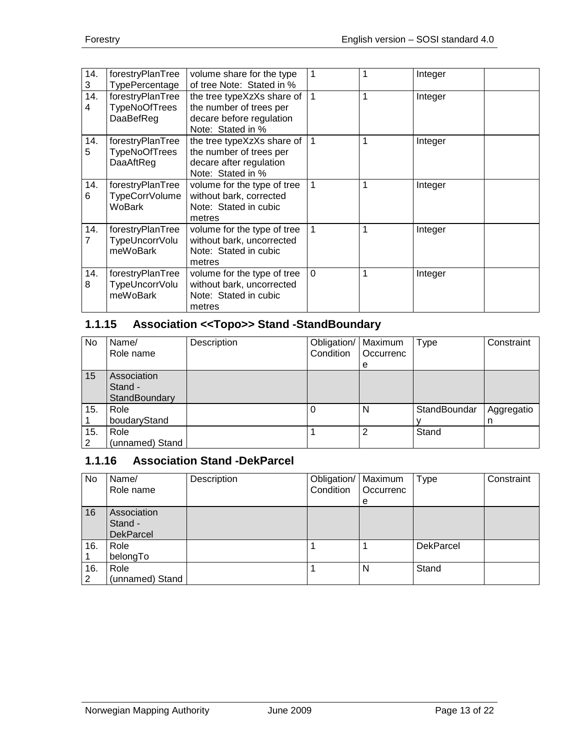| | | | | | | |
|---|---|---|---|---|---|---|
| 14.3 | forestryPlanTreeTypePercentage | volume share for the type of tree Note: Stated in % | 1 | 1 | Integer | |
| 14.4 | forestryPlanTreeTypeNoOfTreesDaaBefReg | the tree typeXzXs share of the number of trees per decare before regulation Note: Stated in % | 1 | 1 | Integer | |
| 14.5 | forestryPlanTreeTypeNoOfTreesDaaAftReg | the tree typeXzXs share of the number of trees per decare after regulation Note: Stated in % | 1 | 1 | Integer | |
| 14.6 | forestryPlanTreeTypeCorrVolumeWoBark | volume for the type of tree without bark, corrected Note: Stated in cubic metres | 1 | 1 | Integer | |
| 14.7 | forestryPlanTreeTypeUncorrVolumeWoBark | volume for the type of tree without bark, uncorrected Note: Stated in cubic metres | 1 | 1 | Integer | |
| 14.8 | forestryPlanTreeTypeUncorrVolumeWoBark | volume for the type of tree without bark, uncorrected Note: Stated in cubic metres | 0 | 1 | Integer | |

### 1.1.15 Association <<Topo>> Stand -StandBoundary

| No | Name/ Role name | Description | Obligation/ Condition | Maximum Occurrence | Type | Constraint |
|---|---|---|---|---|---|---|
| 15 | Association Stand - StandBoundary | | | | | |
| 15.1 | Role boudaryStand | | 0 | N | StandBoundary | Aggregation |
| 15.2 | Role (unnamed) Stand | | 1 | 2 | Stand | |

### 1.1.16 Association Stand -DekParcel

| No | Name/ Role name | Description | Obligation/ Condition | Maximum Occurrence | Type | Constraint |
|---|---|---|---|---|---|---|
| 16 | Association Stand - DekParcel | | | | | |
| 16.1 | Role belongTo | | 1 | 1 | DekParcel | |
| 16.2 | Role (unnamed) Stand | | 1 | N | Stand | |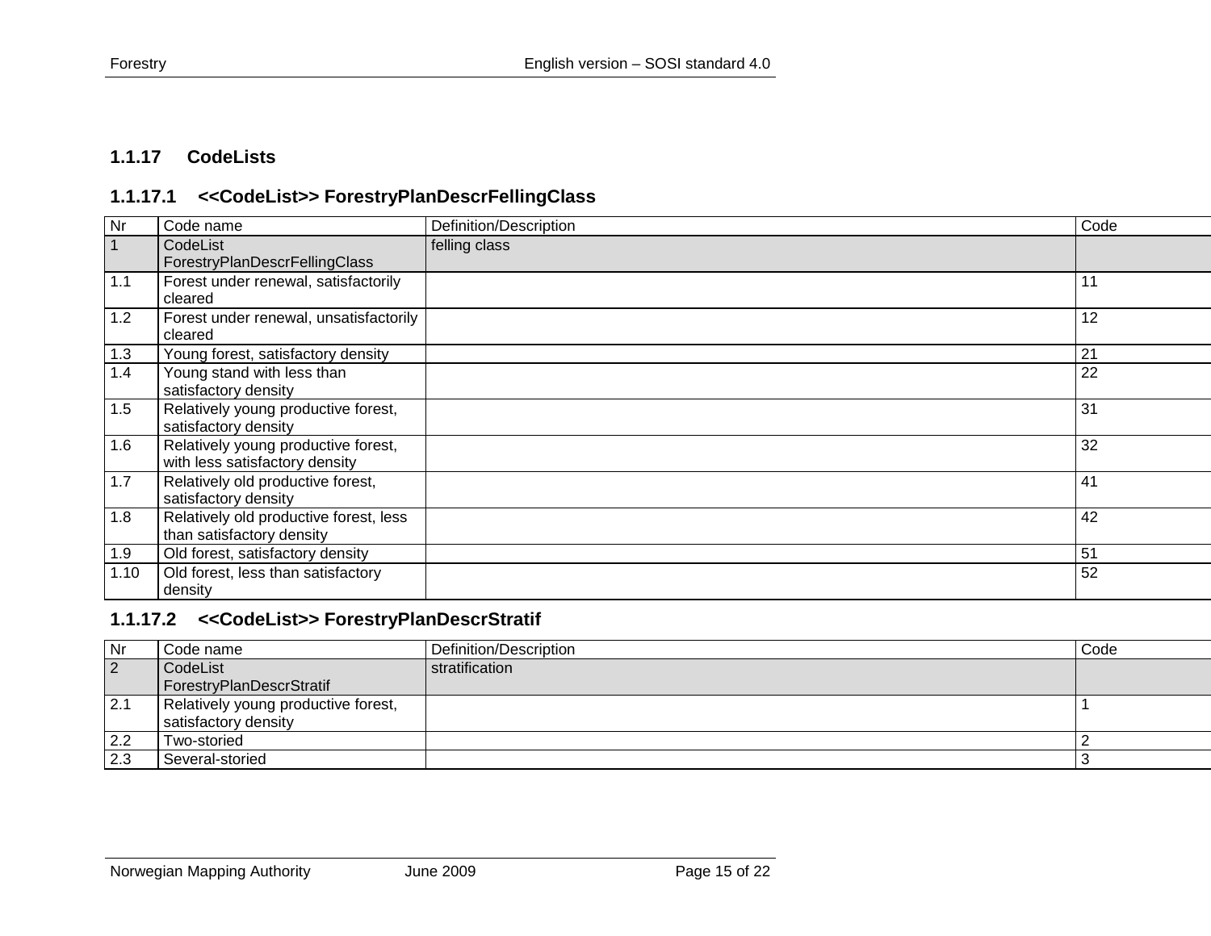### 1.1.17 CodeLists

#### 1.1.17.1 <<CodeList>> ForestryPlanDescrFellingClass

| Nr | Code name | Definition/Description | Code |
|---|---|---|---|
| 1 | CodeList ForestryPlanDescrFellingClass | felling class | |
| 1.1 | Forest under renewal, satisfactorily cleared | | 11 |
| 1.2 | Forest under renewal, unsatisfactorily cleared | | 12 |
| 1.3 | Young forest, satisfactory density | | 21 |
| 1.4 | Young stand with less than satisfactory density | | 22 |
| 1.5 | Relatively young productive forest, satisfactory density | | 31 |
| 1.6 | Relatively young productive forest, with less satisfactory density | | 32 |
| 1.7 | Relatively old productive forest, satisfactory density | | 41 |
| 1.8 | Relatively old productive forest, less than satisfactory density | | 42 |
| 1.9 | Old forest, satisfactory density | | 51 |
| 1.10 | Old forest, less than satisfactory density | | 52 |

#### 1.1.17.2 <<CodeList>> ForestryPlanDescrStratif

| Nr | Code name | Definition/Description | Code |
|---|---|---|---|
| 2 | CodeList ForestryPlanDescrStratif | stratification | |
| 2.1 | Relatively young productive forest, satisfactory density | | 1 |
| 2.2 | Two-storied | | 2 |
| 2.3 | Several-storied | | 3 |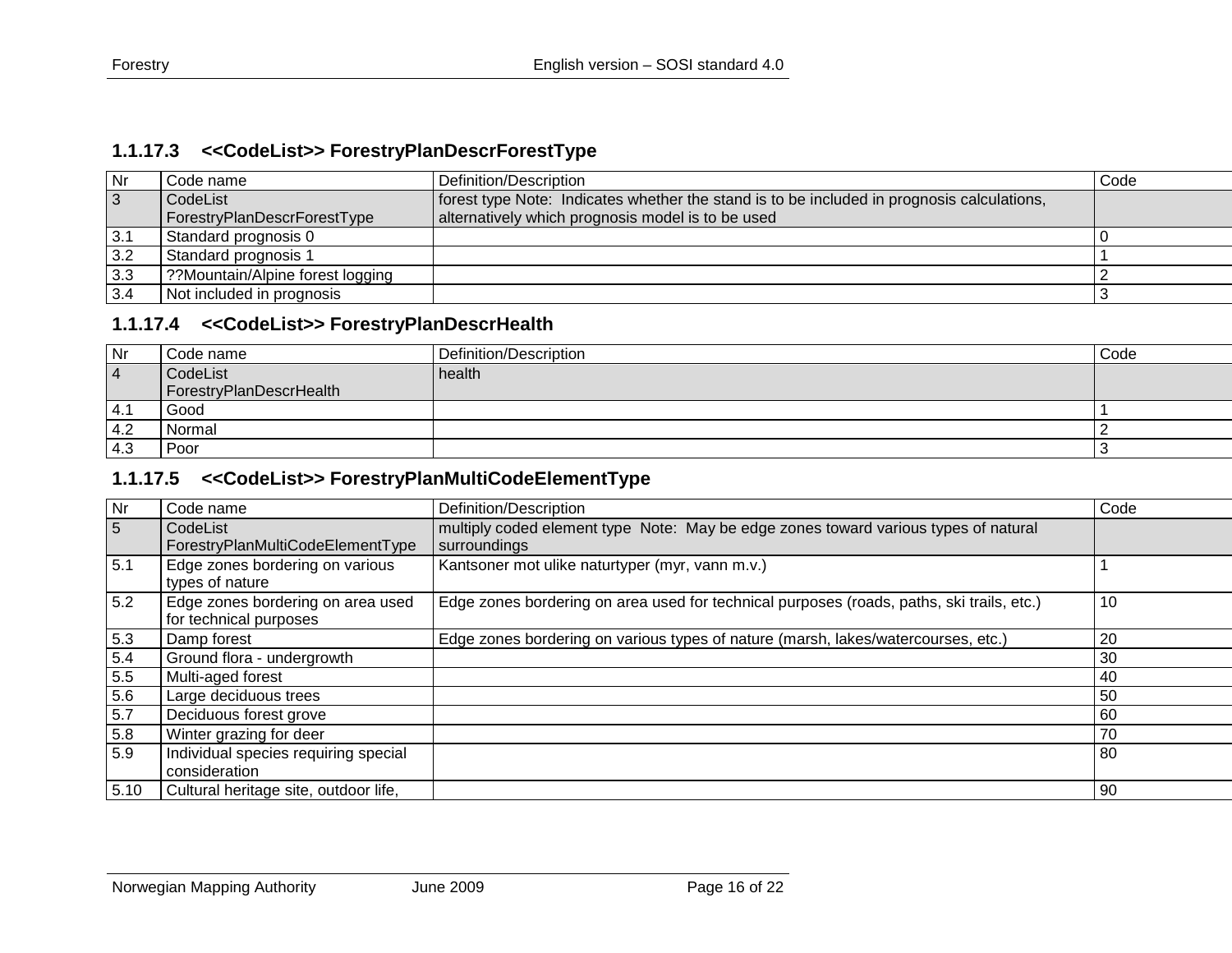### 1.1.17.3 <<CodeList>> ForestryPlanDescrForestType

| Nr | Code name | Definition/Description | Code |
|---|---|---|---|
| 3 | CodeList ForestryPlanDescrForestType | forest type Note: Indicates whether the stand is to be included in prognosis calculations, alternatively which prognosis model is to be used | |
| 3.1 | Standard prognosis 0 | | 0 |
| 3.2 | Standard prognosis 1 | | 1 |
| 3.3 | ??Mountain/Alpine forest logging | | 2 |
| 3.4 | Not included in prognosis | | 3 |

### 1.1.17.4 <<CodeList>> ForestryPlanDescrHealth

| Nr | Code name | Definition/Description | Code |
|---|---|---|---|
| 4 | CodeList ForestryPlanDescrHealth | health | |
| 4.1 | Good | | 1 |
| 4.2 | Normal | | 2 |
| 4.3 | Poor | | 3 |

### 1.1.17.5 <<CodeList>> ForestryPlanMultiCodeElementType

| Nr | Code name | Definition/Description | Code |
|---|---|---|---|
| 5 | CodeList ForestryPlanMultiCodeElementType | multiply coded element type Note: May be edge zones toward various types of natural surroundings | |
| 5.1 | Edge zones bordering on various types of nature | Kantsoner mot ulike naturtyper (myr, vann m.v.) | 1 |
| 5.2 | Edge zones bordering on area used for technical purposes | Edge zones bordering on area used for technical purposes (roads, paths, ski trails, etc.) | 10 |
| 5.3 | Damp forest | Edge zones bordering on various types of nature (marsh, lakes/watercourses, etc.) | 20 |
| 5.4 | Ground flora - undergrowth | | 30 |
| 5.5 | Multi-aged forest | | 40 |
| 5.6 | Large deciduous trees | | 50 |
| 5.7 | Deciduous forest grove | | 60 |
| 5.8 | Winter grazing for deer | | 70 |
| 5.9 | Individual species requiring special consideration | | 80 |
| 5.10 | Cultural heritage site, outdoor life, | | 90 |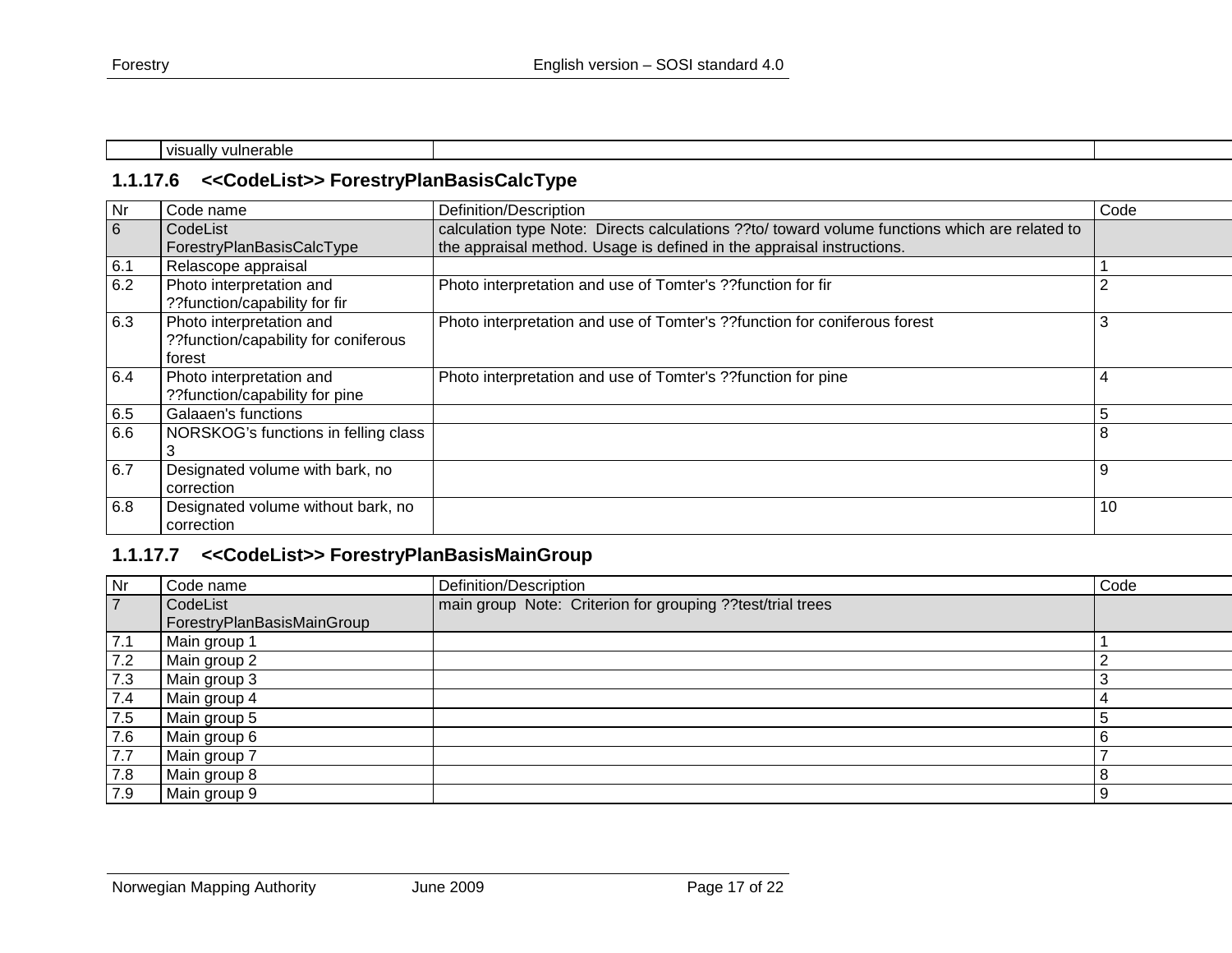| | | | |
|---|---|---|---|
| | visually vulnerable | | |

### 1.1.17.6 <<CodeList>> ForestryPlanBasisCalcType

| Nr | Code name | Definition/Description | Code |
|---|---|---|---|
| 6 | CodeList ForestryPlanBasisCalcType | calculation type Note: Directs calculations ??to/ toward volume functions which are related to the appraisal method. Usage is defined in the appraisal instructions. | |
| 6.1 | Relascope appraisal | | 1 |
| 6.2 | Photo interpretation and ??function/capability for fir | Photo interpretation and use of Tomter's ??function for fir | 2 |
| 6.3 | Photo interpretation and ??function/capability for coniferous forest | Photo interpretation and use of Tomter's ??function for coniferous forest | 3 |
| 6.4 | Photo interpretation and ??function/capability for pine | Photo interpretation and use of Tomter's ??function for pine | 4 |
| 6.5 | Galaaen's functions | | 5 |
| 6.6 | NORSKOG's functions in felling class 3 | | 8 |
| 6.7 | Designated volume with bark, no correction | | 9 |
| 6.8 | Designated volume without bark, no correction | | 10 |

### 1.1.17.7 <<CodeList>> ForestryPlanBasisMainGroup

| Nr | Code name | Definition/Description | Code |
|---|---|---|---|
| 7 | CodeList ForestryPlanBasisMainGroup | main group Note: Criterion for grouping ??test/trial trees | |
| 7.1 | Main group 1 | | 1 |
| 7.2 | Main group 2 | | 2 |
| 7.3 | Main group 3 | | 3 |
| 7.4 | Main group 4 | | 4 |
| 7.5 | Main group 5 | | 5 |
| 7.6 | Main group 6 | | 6 |
| 7.7 | Main group 7 | | 7 |
| 7.8 | Main group 8 | | 8 |
| 7.9 | Main group 9 | | 9 |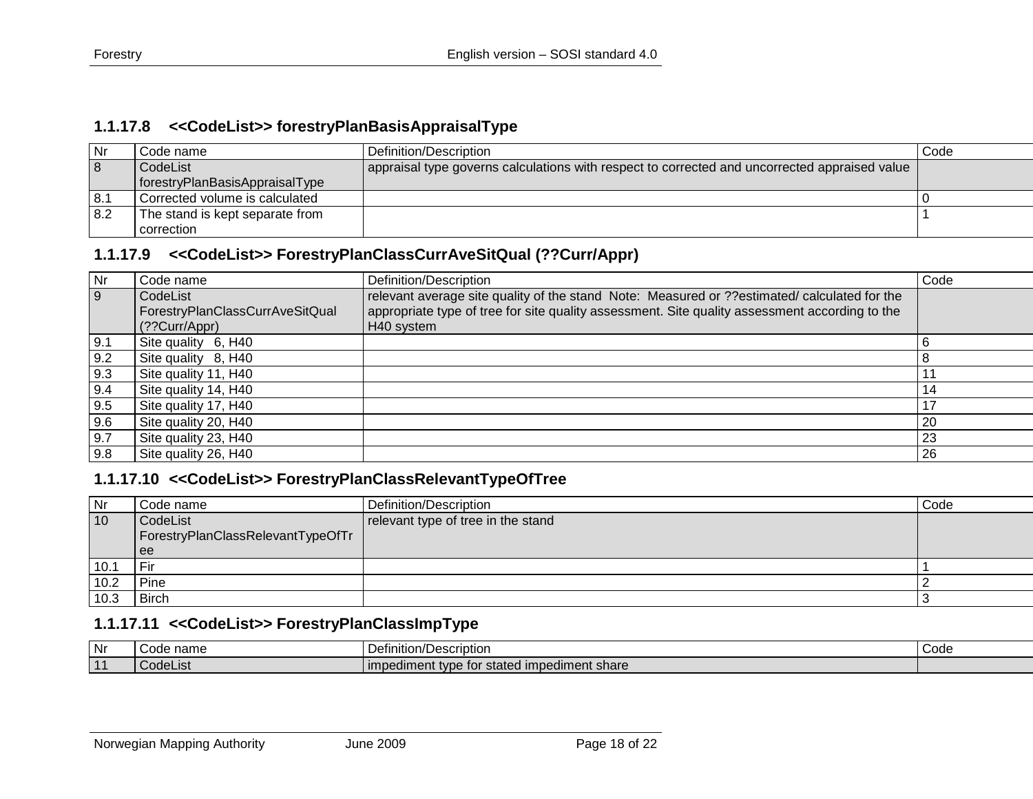### 1.1.17.8 <<CodeList>> forestryPlanBasisAppraisalType

| Nr | Code name | Definition/Description | Code |
|---|---|---|---|
| 8 | CodeList forestryPlanBasisAppraisalType | appraisal type governs calculations with respect to corrected and uncorrected appraised value | |
| 8.1 | Corrected volume is calculated | | 0 |
| 8.2 | The stand is kept separate from correction | | 1 |

### 1.1.17.9 <<CodeList>> ForestryPlanClassCurrAveSitQual (??Curr/Appr)

| Nr | Code name | Definition/Description | Code |
|---|---|---|---|
| 9 | CodeList ForestryPlanClassCurrAveSitQual (??Curr/Appr) | relevant average site quality of the stand Note: Measured or ??estimated/ calculated for the appropriate type of tree for site quality assessment. Site quality assessment according to the H40 system | |
| 9.1 | Site quality 6, H40 | | 6 |
| 9.2 | Site quality 8, H40 | | 8 |
| 9.3 | Site quality 11, H40 | | 11 |
| 9.4 | Site quality 14, H40 | | 14 |
| 9.5 | Site quality 17, H40 | | 17 |
| 9.6 | Site quality 20, H40 | | 20 |
| 9.7 | Site quality 23, H40 | | 23 |
| 9.8 | Site quality 26, H40 | | 26 |

### 1.1.17.10 <<CodeList>> ForestryPlanClassRelevantTypeOfTree

| Nr | Code name | Definition/Description | Code |
|---|---|---|---|
| 10 | CodeList ForestryPlanClassRelevantTypeOfTree | relevant type of tree in the stand | |
| 10.1 | Fir | | 1 |
| 10.2 | Pine | | 2 |
| 10.3 | Birch | | 3 |

### 1.1.17.11 <<CodeList>> ForestryPlanClassImpType

| Nr | Code name | Definition/Description | Code |
|---|---|---|---|
| 11 | CodeList | impediment type for stated impediment share | |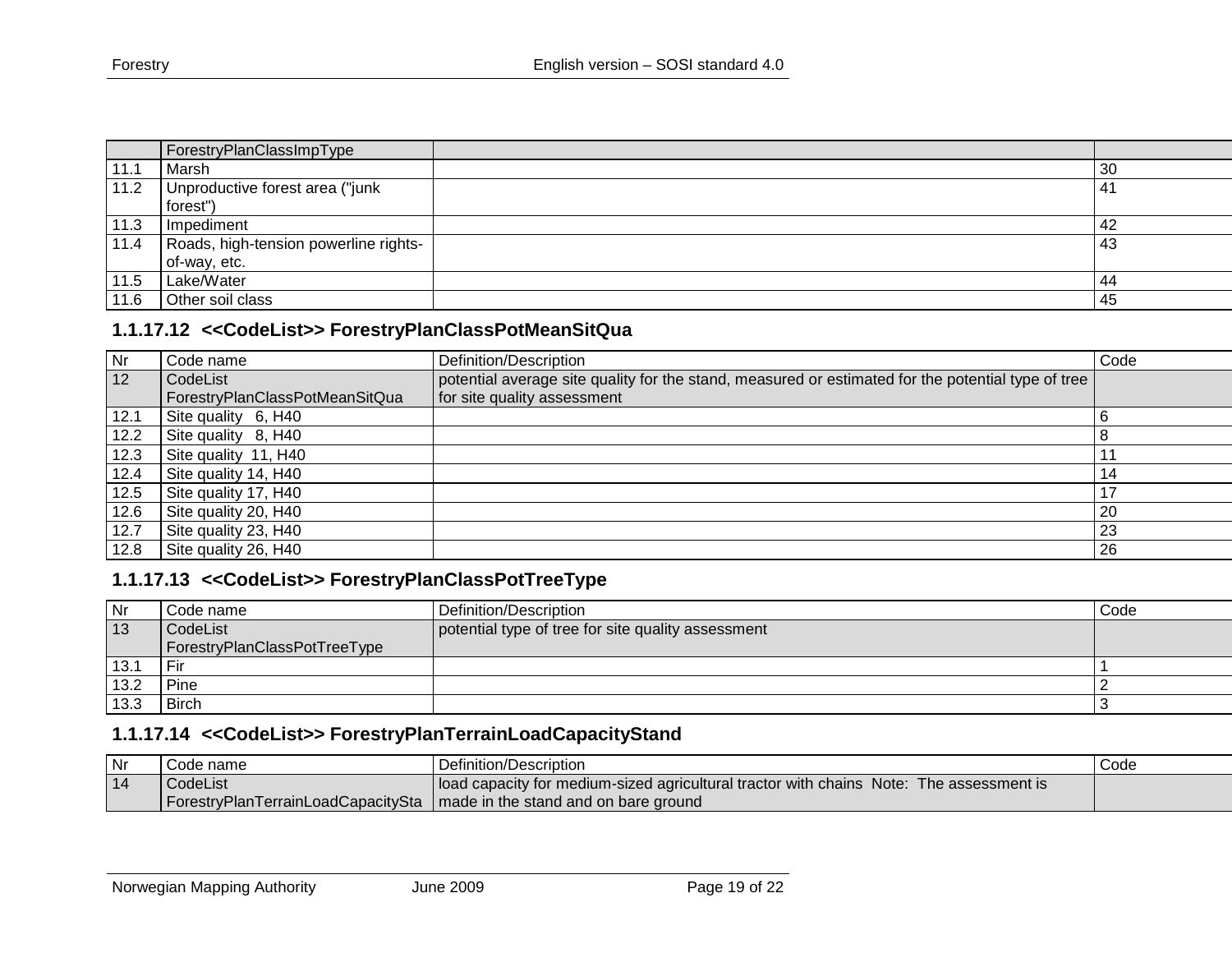| | | | |
|---|---|---|---|
| | ForestryPlanClassImpType | | |
| 11.1 | Marsh | | 30 |
| 11.2 | Unproductive forest area ("junk forest") | | 41 |
| 11.3 | Impediment | | 42 |
| 11.4 | Roads, high-tension powerline rights-of-way, etc. | | 43 |
| 11.5 | Lake/Water | | 44 |
| 11.6 | Other soil class | | 45 |

### 1.1.17.12 <<CodeList>> ForestryPlanClassPotMeanSitQua

| Nr | Code name | Definition/Description | Code |
|---|---|---|---|
| 12 | CodeList ForestryPlanClassPotMeanSitQua | potential average site quality for the stand, measured or estimated for the potential type of tree for site quality assessment | |
| 12.1 | Site quality 6, H40 | | 6 |
| 12.2 | Site quality 8, H40 | | 8 |
| 12.3 | Site quality 11, H40 | | 11 |
| 12.4 | Site quality 14, H40 | | 14 |
| 12.5 | Site quality 17, H40 | | 17 |
| 12.6 | Site quality 20, H40 | | 20 |
| 12.7 | Site quality 23, H40 | | 23 |
| 12.8 | Site quality 26, H40 | | 26 |

### 1.1.17.13 <<CodeList>> ForestryPlanClassPotTreeType

| Nr | Code name | Definition/Description | Code |
|---|---|---|---|
| 13 | CodeList ForestryPlanClassPotTreeType | potential type of tree for site quality assessment | |
| 13.1 | Fir | | 1 |
| 13.2 | Pine | | 2 |
| 13.3 | Birch | | 3 |

### 1.1.17.14 <<CodeList>> ForestryPlanTerrainLoadCapacityStand

| Nr | Code name | Definition/Description | Code |
|---|---|---|---|
| 14 | CodeList ForestryPlanTerrainLoadCapacitySta | load capacity for medium-sized agricultural tractor with chains Note: The assessment is made in the stand and on bare ground | |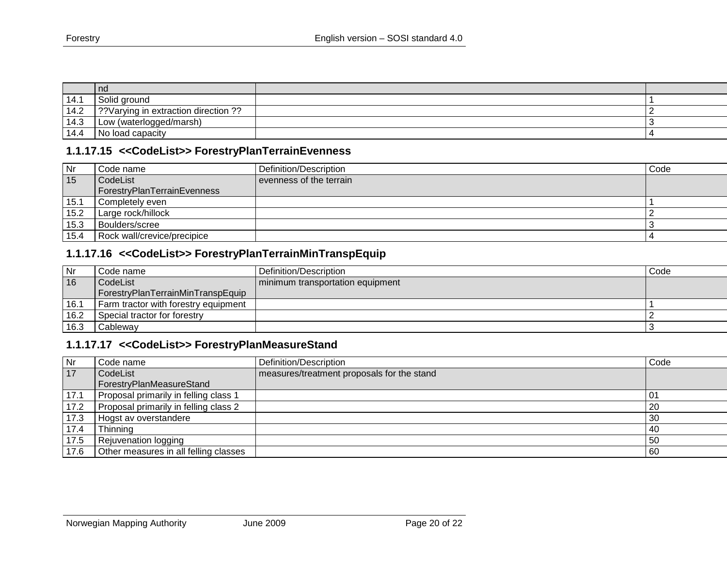| | | | |
|---|---|---|---|
| | nd | | |
| 14.1 | Solid ground | | 1 |
| 14.2 | ??Varying in extraction direction ?? | | 2 |
| 14.3 | Low (waterlogged/marsh) | | 3 |
| 14.4 | No load capacity | | 4 |

### 1.1.17.15 <<CodeList>> ForestryPlanTerrainEvenness

| Nr | Code name | Definition/Description | Code |
|---|---|---|---|
| 15 | CodeList ForestryPlanTerrainEvenness | evenness of the terrain | |
| 15.1 | Completely even | | 1 |
| 15.2 | Large rock/hillock | | 2 |
| 15.3 | Boulders/scree | | 3 |
| 15.4 | Rock wall/crevice/precipice | | 4 |

### 1.1.17.16 <<CodeList>> ForestryPlanTerrainMinTranspEquip

| Nr | Code name | Definition/Description | Code |
|---|---|---|---|
| 16 | CodeList ForestryPlanTerrainMinTranspEquip | minimum transportation equipment | |
| 16.1 | Farm tractor with forestry equipment | | 1 |
| 16.2 | Special tractor for forestry | | 2 |
| 16.3 | Cableway | | 3 |

### 1.1.17.17 <<CodeList>> ForestryPlanMeasureStand

| Nr | Code name | Definition/Description | Code |
|---|---|---|---|
| 17 | CodeList ForestryPlanMeasureStand | measures/treatment proposals for the stand | |
| 17.1 | Proposal primarily in felling class 1 | | 01 |
| 17.2 | Proposal primarily in felling class 2 | | 20 |
| 17.3 | Hogst av overstandere | | 30 |
| 17.4 | Thinning | | 40 |
| 17.5 | Rejuvenation logging | | 50 |
| 17.6 | Other measures in all felling classes | | 60 |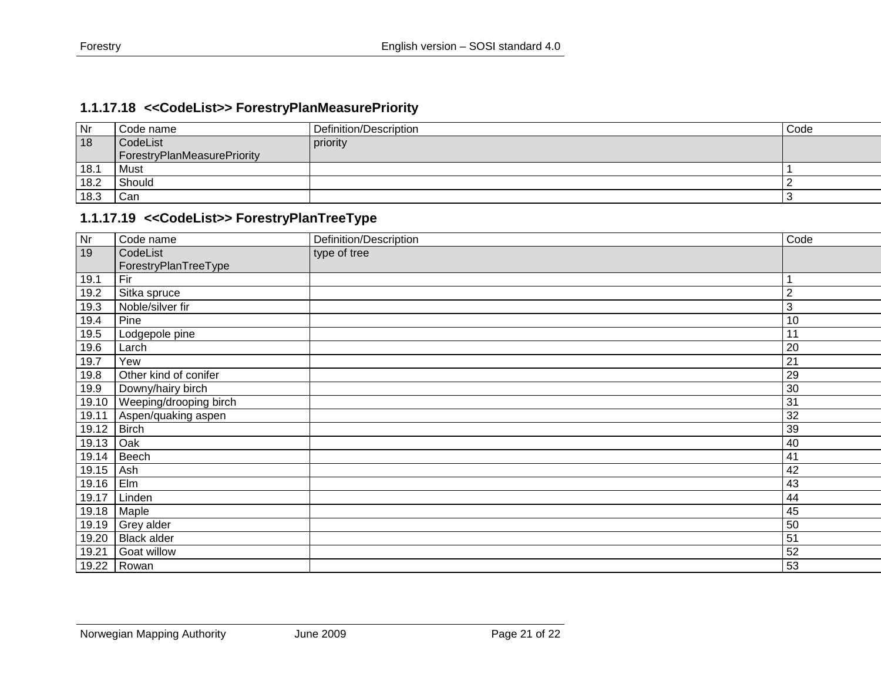### 1.1.17.18 <<CodeList>> ForestryPlanMeasurePriority

| Nr | Code name | Definition/Description | Code |
|---|---|---|---|
| 18 | CodeList ForestryPlanMeasurePriority | priority | |
| 18.1 | Must | | 1 |
| 18.2 | Should | | 2 |
| 18.3 | Can | | 3 |

### 1.1.17.19 <<CodeList>> ForestryPlanTreeType

| Nr | Code name | Definition/Description | Code |
|---|---|---|---|
| 19 | CodeList ForestryPlanTreeType | type of tree | |
| 19.1 | Fir | | 1 |
| 19.2 | Sitka spruce | | 2 |
| 19.3 | Noble/silver fir | | 3 |
| 19.4 | Pine | | 10 |
| 19.5 | Lodgepole pine | | 11 |
| 19.6 | Larch | | 20 |
| 19.7 | Yew | | 21 |
| 19.8 | Other kind of conifer | | 29 |
| 19.9 | Downy/hairy birch | | 30 |
| 19.10 | Weeping/drooping birch | | 31 |
| 19.11 | Aspen/quaking aspen | | 32 |
| 19.12 | Birch | | 39 |
| 19.13 | Oak | | 40 |
| 19.14 | Beech | | 41 |
| 19.15 | Ash | | 42 |
| 19.16 | Elm | | 43 |
| 19.17 | Linden | | 44 |
| 19.18 | Maple | | 45 |
| 19.19 | Grey alder | | 50 |
| 19.20 | Black alder | | 51 |
| 19.21 | Goat willow | | 52 |
| 19.22 | Rowan | | 53 |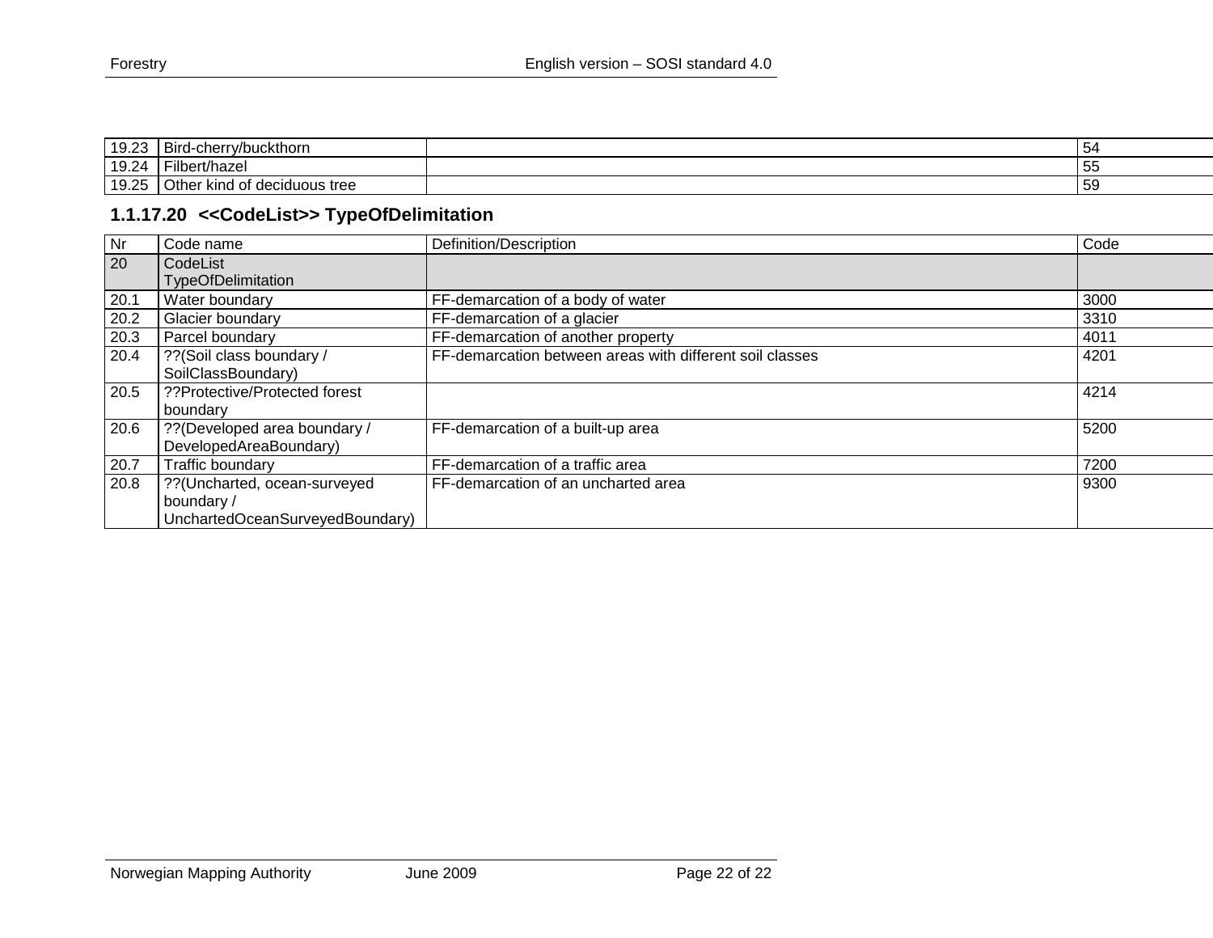| | | | |
|---|---|---|---|
| 19.23 | Bird-cherry/buckthorn | | 54 |
| 19.24 | Filbert/hazel | | 55 |
| 19.25 | Other kind of deciduous tree | | 59 |

### 1.1.17.20 <<CodeList>> TypeOfDelimitation

| Nr | Code name | Definition/Description | Code |
|---|---|---|---|
| 20 | CodeList TypeOfDelimitation | | |
| 20.1 | Water boundary | FF-demarcation of a body of water | 3000 |
| 20.2 | Glacier boundary | FF-demarcation of a glacier | 3310 |
| 20.3 | Parcel boundary | FF-demarcation of another property | 4011 |
| 20.4 | ??(Soil class boundary / SoilClassBoundary) | FF-demarcation between areas with different soil classes | 4201 |
| 20.5 | ??Protective/Protected forest boundary | | 4214 |
| 20.6 | ??(Developed area boundary / DevelopedAreaBoundary) | FF-demarcation of a built-up area | 5200 |
| 20.7 | Traffic boundary | FF-demarcation of a traffic area | 7200 |
| 20.8 | ??(Uncharted, ocean-surveyed boundary / UnchartedOceanSurveyedBoundary) | FF-demarcation of an uncharted area | 9300 |